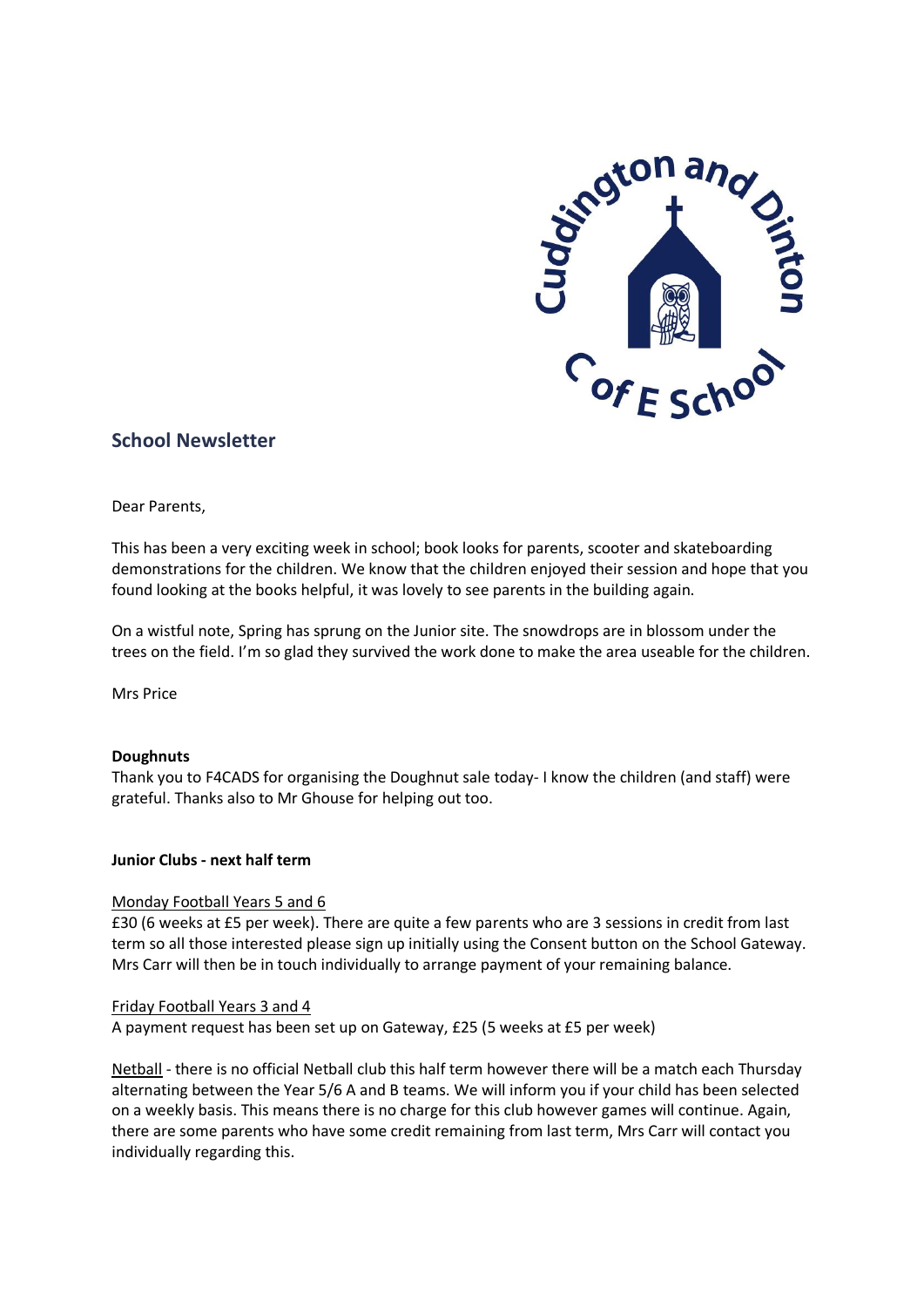## School Newsletter

Dear Parents,

This has been a very exciting week in school; book looks for parents, scooter and skateboarding demonstrations for the children. We know that the children enjoyed their session and hope that you found looking at the books helpful, it was lovely to see parents in the building again.

On a wistful note, Spring has sprung on the Junior site. The snowdrops are in blossom under the trees on the field. I'm so glad they survived the work done to make the area useable for the children.

Mrs Price

**Doughnuts**

Thank you to F4CADS for organising the Doughnut sale today- I know the children (and staff) were grateful. Thanks also to Mr Ghouse for helping out too.

**Junior Clubs - next half term**

Monday Football Years 5 and 6

£30 (6 weeks at £5 per week). There are quite a few parents who are 3 sessions in credit from last term so all those interested please sign up initially using the Consent button on the School Gateway. Mrs Carr will then be in touch individually to arrange payment of your remaining balance.

Friday Football Years 3 and 4

A payment request has been set up on Gateway, £25 (5 weeks at £5 per week)

Netball - there is no official Netball club this half term however there will be a match each Thursday alternating between the Year 5/6 A and B teams. We will inform you if your child has been selected on a weekly basis. This means there is no charge for this club however games will continue. Again, there are some parents who have some credit remaining from last term, Mrs Carr will contact you individually regarding this.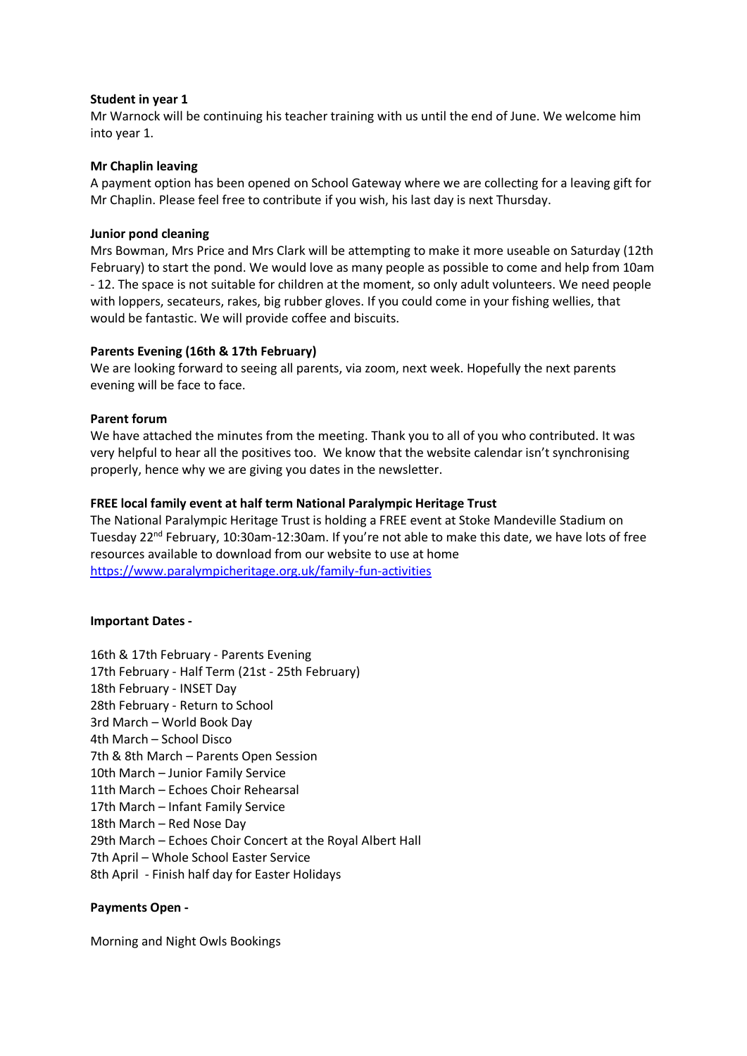**Student in year 1**
Mr Warnock will be continuing his teacher training with us until the end of June. We welcome him into year 1.

**Mr Chaplin leaving**
A payment option has been opened on School Gateway where we are collecting for a leaving gift for Mr Chaplin. Please feel free to contribute if you wish, his last day is next Thursday.

**Junior pond cleaning**
Mrs Bowman, Mrs Price and Mrs Clark will be attempting to make it more useable on Saturday (12th February) to start the pond. We would love as many people as possible to come and help from 10am - 12. The space is not suitable for children at the moment, so only adult volunteers. We need people with loppers, secateurs, rakes, big rubber gloves. If you could come in your fishing wellies, that would be fantastic. We will provide coffee and biscuits.

**Parents Evening (16th & 17th February)**
We are looking forward to seeing all parents, via zoom, next week. Hopefully the next parents evening will be face to face.

**Parent forum**
We have attached the minutes from the meeting. Thank you to all of you who contributed. It was very helpful to hear all the positives too. We know that the website calendar isn't synchronising properly, hence why we are giving you dates in the newsletter.

**FREE local family event at half term National Paralympic Heritage Trust**
The National Paralympic Heritage Trust is holding a FREE event at Stoke Mandeville Stadium on Tuesday 22nd February, 10:30am-12:30am. If you're not able to make this date, we have lots of free resources available to download from our website to use at home
https://www.paralympicheritage.org.uk/family-fun-activities

**Important Dates -**

16th & 17th February - Parents Evening
17th February - Half Term (21st - 25th February)
18th February - INSET Day
28th February - Return to School
3rd March – World Book Day
4th March – School Disco
7th & 8th March – Parents Open Session
10th March – Junior Family Service
11th March – Echoes Choir Rehearsal
17th March – Infant Family Service
18th March – Red Nose Day
29th March – Echoes Choir Concert at the Royal Albert Hall
7th April – Whole School Easter Service
8th April - Finish half day for Easter Holidays

**Payments Open -**

Morning and Night Owls Bookings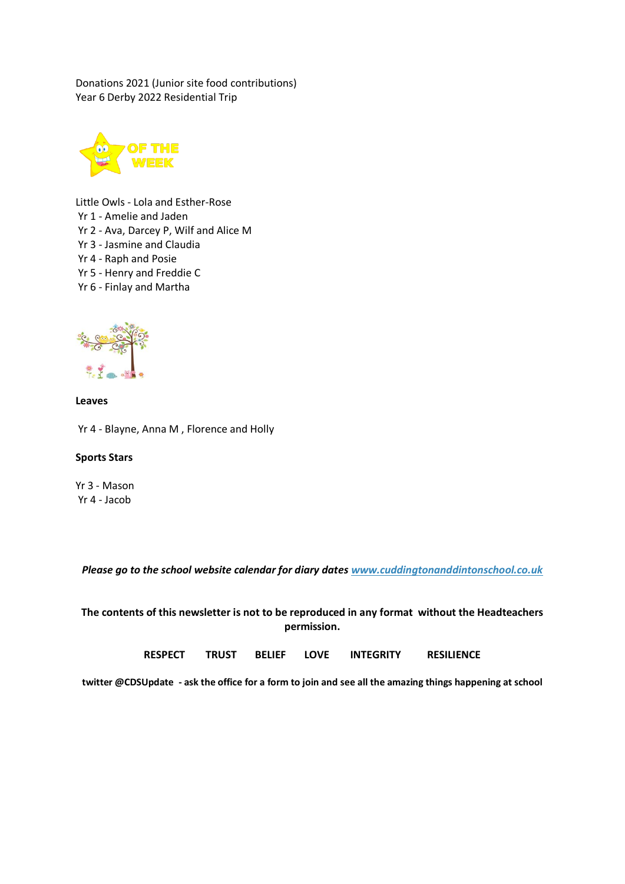Donations 2021 (Junior site food contributions)
Year 6 Derby 2022 Residential Trip

OF THE WEEK

Little Owls - Lola and Esther-Rose
Yr 1 - Amelie and Jaden
Yr 2 - Ava, Darcey P, Wilf and Alice M
Yr 3 - Jasmine and Claudia
Yr 4 - Raph and Posie
Yr 5 - Henry and Freddie C
Yr 6 - Finlay and Martha

**Leaves**

Yr 4 - Blayne, Anna M , Florence and Holly

**Sports Stars**

Yr 3 - Mason
Yr 4 - Jacob

***Please go to the school website calendar for diary dates [www.cuddingtonanddintonschool.co.uk](http://www.cuddingtonanddintonschool.co.uk)***

**The contents of this newsletter is not to be reproduced in any format without the Headteachers permission.**

**RESPECT TRUST BELIEF LOVE INTEGRITY RESILIENCE**

**twitter @CDSUpdate - ask the office for a form to join and see all the amazing things happening at school**